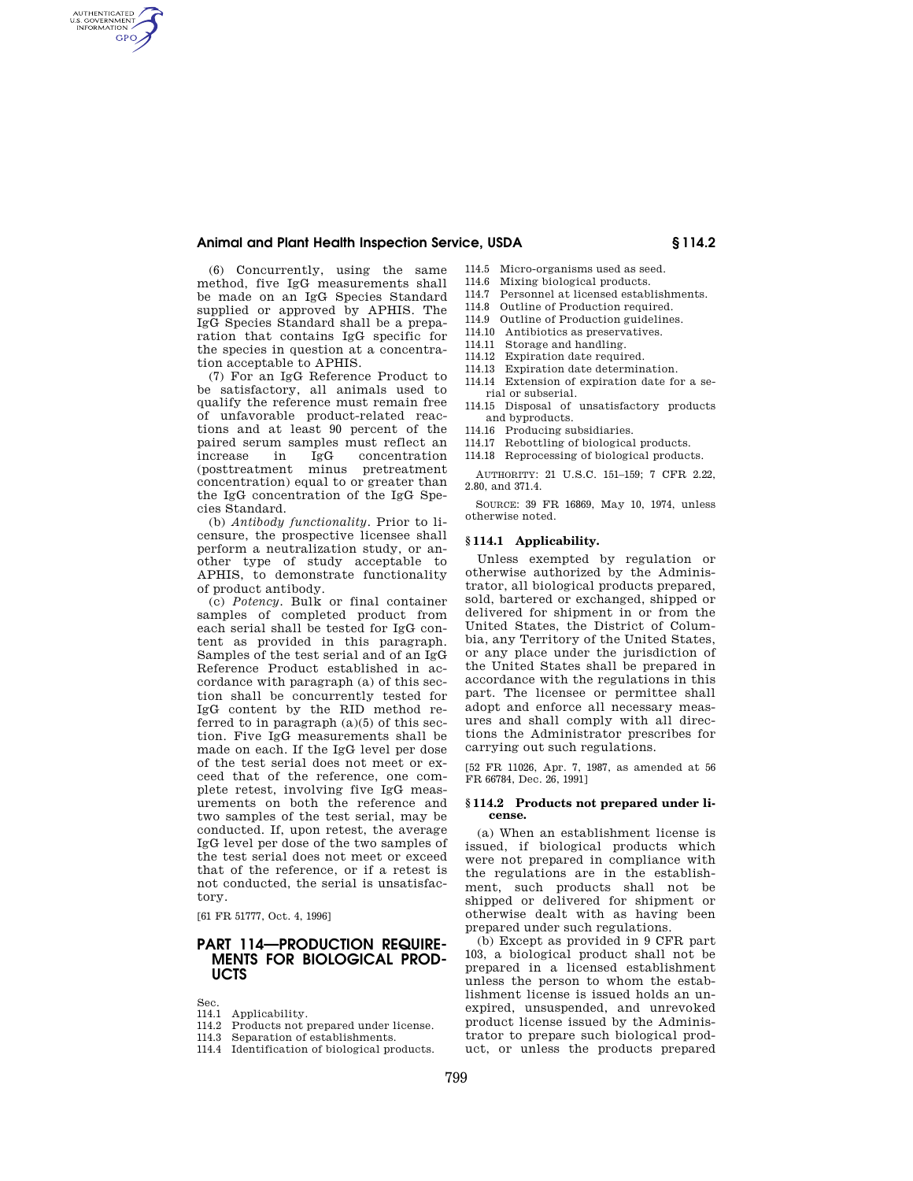(6) Concurrently, using the same method, five IgG measurements shall be made on an IgG Species Standard supplied or approved by APHIS. The IgG Species Standard shall be a preparation that contains IgG specific for the species in question at a concentration acceptable to APHIS.

(7) For an IgG Reference Product to be satisfactory, all animals used to qualify the reference must remain free of unfavorable product-related reactions and at least 90 percent of the paired serum samples must reflect an increase in IgG concentration (posttreatment minus pretreatment concentration) equal to or greater than the IgG concentration of the IgG Species Standard.

(b) *Antibody functionality.* Prior to licensure, the prospective licensee shall perform a neutralization study, or another type of study acceptable to APHIS, to demonstrate functionality of product antibody.

(c) *Potency.* Bulk or final container samples of completed product from each serial shall be tested for IgG content as provided in this paragraph. Samples of the test serial and of an IgG Reference Product established in accordance with paragraph (a) of this section shall be concurrently tested for IgG content by the RID method referred to in paragraph (a)(5) of this section. Five IgG measurements shall be made on each. If the IgG level per dose of the test serial does not meet or exceed that of the reference, one complete retest, involving five IgG measurements on both the reference and two samples of the test serial, may be conducted. If, upon retest, the average IgG level per dose of the two samples of the test serial does not meet or exceed that of the reference, or if a retest is not conducted, the serial is unsatisfactory.

[61 FR 51777, Oct. 4, 1996]

# PART 114—PRODUCTION REQUIREMENTS FOR BIOLOGICAL PRODUCTS

Sec.
114.1 Applicability.
114.2 Products not prepared under license.
114.3 Separation of establishments.
114.4 Identification of biological products.
114.5 Micro-organisms used as seed.
114.6 Mixing biological products.
114.7 Personnel at licensed establishments.
114.8 Outline of Production required.
114.9 Outline of Production guidelines.
114.10 Antibiotics as preservatives.
114.11 Storage and handling.
114.12 Expiration date required.
114.13 Expiration date determination.
114.14 Extension of expiration date for a serial or subserial.
114.15 Disposal of unsatisfactory products and byproducts.
114.16 Producing subsidiaries.
114.17 Rebottling of biological products.
114.18 Reprocessing of biological products.

AUTHORITY: 21 U.S.C. 151–159; 7 CFR 2.22, 2.80, and 371.4.

SOURCE: 39 FR 16869, May 10, 1974, unless otherwise noted.

## § 114.1 Applicability.

Unless exempted by regulation or otherwise authorized by the Administrator, all biological products prepared, sold, bartered or exchanged, shipped or delivered for shipment in or from the United States, the District of Columbia, any Territory of the United States, or any place under the jurisdiction of the United States shall be prepared in accordance with the regulations in this part. The licensee or permittee shall adopt and enforce all necessary measures and shall comply with all directions the Administrator prescribes for carrying out such regulations.

[52 FR 11026, Apr. 7, 1987, as amended at 56 FR 66784, Dec. 26, 1991]

## § 114.2 Products not prepared under license.

(a) When an establishment license is issued, if biological products which were not prepared in compliance with the regulations are in the establishment, such products shall not be shipped or delivered for shipment or otherwise dealt with as having been prepared under such regulations.

(b) Except as provided in 9 CFR part 103, a biological product shall not be prepared in a licensed establishment unless the person to whom the establishment license is issued holds an unexpired, unsuspended, and unrevoked product license issued by the Administrator to prepare such biological product, or unless the products prepared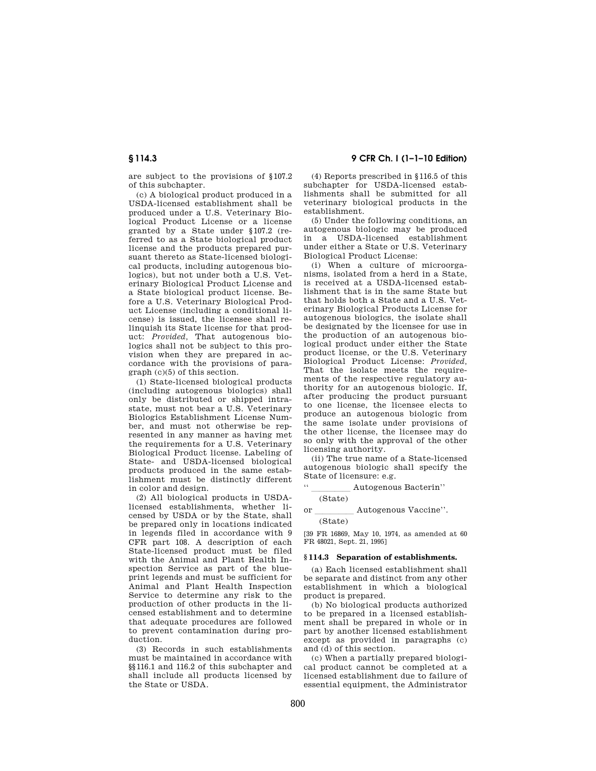are subject to the provisions of §107.2 of this subchapter.

(c) A biological product produced in a USDA-licensed establishment shall be produced under a U.S. Veterinary Biological Product License or a license granted by a State under §107.2 (referred to as a State biological product license and the products prepared pursuant thereto as State-licensed biological products, including autogenous biologics), but not under both a U.S. Veterinary Biological Product License and a State biological product license. Before a U.S. Veterinary Biological Product License (including a conditional license) is issued, the licensee shall relinquish its State license for that product: *Provided,* That autogenous biologics shall not be subject to this provision when they are prepared in accordance with the provisions of paragraph (c)(5) of this section.

(1) State-licensed biological products (including autogenous biologics) shall only be distributed or shipped intrastate, must not bear a U.S. Veterinary Biologics Establishment License Number, and must not otherwise be represented in any manner as having met the requirements for a U.S. Veterinary Biological Product license. Labeling of State- and USDA-licensed biological products produced in the same establishment must be distinctly different in color and design.

(2) All biological products in USDA-licensed establishments, whether licensed by USDA or by the State, shall be prepared only in locations indicated in legends filed in accordance with 9 CFR part 108. A description of each State-licensed product must be filed with the Animal and Plant Health Inspection Service as part of the blueprint legends and must be sufficient for Animal and Plant Health Inspection Service to determine any risk to the production of other products in the licensed establishment and to determine that adequate procedures are followed to prevent contamination during production.

(3) Records in such establishments must be maintained in accordance with §§116.1 and 116.2 of this subchapter and shall include all products licensed by the State or USDA.

(4) Reports prescribed in §116.5 of this subchapter for USDA-licensed establishments shall be submitted for all veterinary biological products in the establishment.

(5) Under the following conditions, an autogenous biologic may be produced in a USDA-licensed establishment under either a State or U.S. Veterinary Biological Product License:

(i) When a culture of microorganisms, isolated from a herd in a State, is received at a USDA-licensed establishment that is in the same State but that holds both a State and a U.S. Veterinary Biological Products License for autogenous biologics, the isolate shall be designated by the licensee for use in the production of an autogenous biological product under either the State product license, or the U.S. Veterinary Biological Product License: *Provided,* That the isolate meets the requirements of the respective regulatory authority for an autogenous biologic. If, after producing the product pursuant to one license, the licensee elects to produce an autogenous biologic from the same isolate under provisions of the other license, the licensee may do so only with the approval of the other licensing authority.

(ii) The true name of a State-licensed autogenous biologic shall specify the State of licensure: e.g.

'' ________ Autogenous Bacterin''
(State)

or ________ Autogenous Vaccine''.
(State)

[39 FR 16869, May 10, 1974, as amended at 60 FR 48021, Sept. 21, 1995]

## §114.3 Separation of establishments.

(a) Each licensed establishment shall be separate and distinct from any other establishment in which a biological product is prepared.

(b) No biological products authorized to be prepared in a licensed establishment shall be prepared in whole or in part by another licensed establishment except as provided in paragraphs (c) and (d) of this section.

(c) When a partially prepared biological product cannot be completed at a licensed establishment due to failure of essential equipment, the Administrator